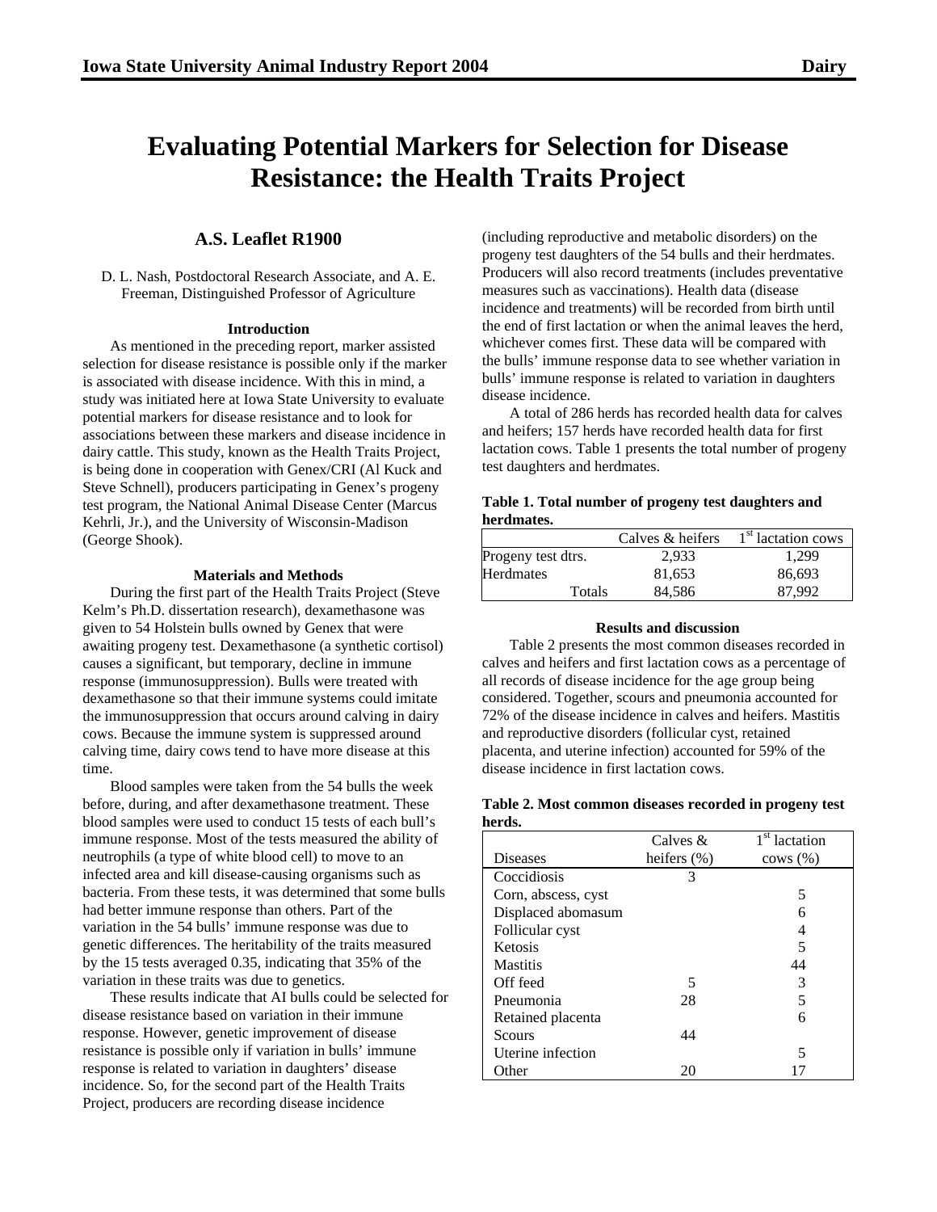# Evaluating Potential Markers for Selection for Disease Resistance: the Health Traits Project

## A.S. Leaflet R1900

D. L. Nash, Postdoctoral Research Associate, and A. E. Freeman, Distinguished Professor of Agriculture

### Introduction

As mentioned in the preceding report, marker assisted selection for disease resistance is possible only if the marker is associated with disease incidence. With this in mind, a study was initiated here at Iowa State University to evaluate potential markers for disease resistance and to look for associations between these markers and disease incidence in dairy cattle. This study, known as the Health Traits Project, is being done in cooperation with Genex/CRI (Al Kuck and Steve Schnell), producers participating in Genex's progeny test program, the National Animal Disease Center (Marcus Kehrli, Jr.), and the University of Wisconsin-Madison (George Shook).

### Materials and Methods

During the first part of the Health Traits Project (Steve Kelm's Ph.D. dissertation research), dexamethasone was given to 54 Holstein bulls owned by Genex that were awaiting progeny test. Dexamethasone (a synthetic cortisol) causes a significant, but temporary, decline in immune response (immunosuppression). Bulls were treated with dexamethasone so that their immune systems could imitate the immunosuppression that occurs around calving in dairy cows. Because the immune system is suppressed around calving time, dairy cows tend to have more disease at this time.

Blood samples were taken from the 54 bulls the week before, during, and after dexamethasone treatment. These blood samples were used to conduct 15 tests of each bull's immune response. Most of the tests measured the ability of neutrophils (a type of white blood cell) to move to an infected area and kill disease-causing organisms such as bacteria. From these tests, it was determined that some bulls had better immune response than others. Part of the variation in the 54 bulls' immune response was due to genetic differences. The heritability of the traits measured by the 15 tests averaged 0.35, indicating that 35% of the variation in these traits was due to genetics.

These results indicate that AI bulls could be selected for disease resistance based on variation in their immune response. However, genetic improvement of disease resistance is possible only if variation in bulls' immune response is related to variation in daughters' disease incidence. So, for the second part of the Health Traits Project, producers are recording disease incidence (including reproductive and metabolic disorders) on the progeny test daughters of the 54 bulls and their herdmates. Producers will also record treatments (includes preventative measures such as vaccinations). Health data (disease incidence and treatments) will be recorded from birth until the end of first lactation or when the animal leaves the herd, whichever comes first. These data will be compared with the bulls' immune response data to see whether variation in bulls' immune response is related to variation in daughters disease incidence.

A total of 286 herds has recorded health data for calves and heifers; 157 herds have recorded health data for first lactation cows. Table 1 presents the total number of progeny test daughters and herdmates.

**Table 1. Total number of progeny test daughters and herdmates.**

| | Calves & heifers | 1st lactation cows |
|---|---|---|
| Progeny test dtrs. | 2,933 | 1,299 |
| Herdmates | 81,653 | 86,693 |
| Totals | 84,586 | 87,992 |

### Results and discussion

Table 2 presents the most common diseases recorded in calves and heifers and first lactation cows as a percentage of all records of disease incidence for the age group being considered. Together, scours and pneumonia accounted for 72% of the disease incidence in calves and heifers. Mastitis and reproductive disorders (follicular cyst, retained placenta, and uterine infection) accounted for 59% of the disease incidence in first lactation cows.

**Table 2. Most common diseases recorded in progeny test herds.**

| Diseases | Calves & heifers (%) | 1st lactation cows (%) |
|---|---|---|
| Coccidiosis | 3 | |
| Corn, abscess, cyst | | 5 |
| Displaced abomasum | | 6 |
| Follicular cyst | | 4 |
| Ketosis | | 5 |
| Mastitis | | 44 |
| Off feed | 5 | 3 |
| Pneumonia | 28 | 5 |
| Retained placenta | | 6 |
| Scours | 44 | |
| Uterine infection | | 5 |
| Other | 20 | 17 |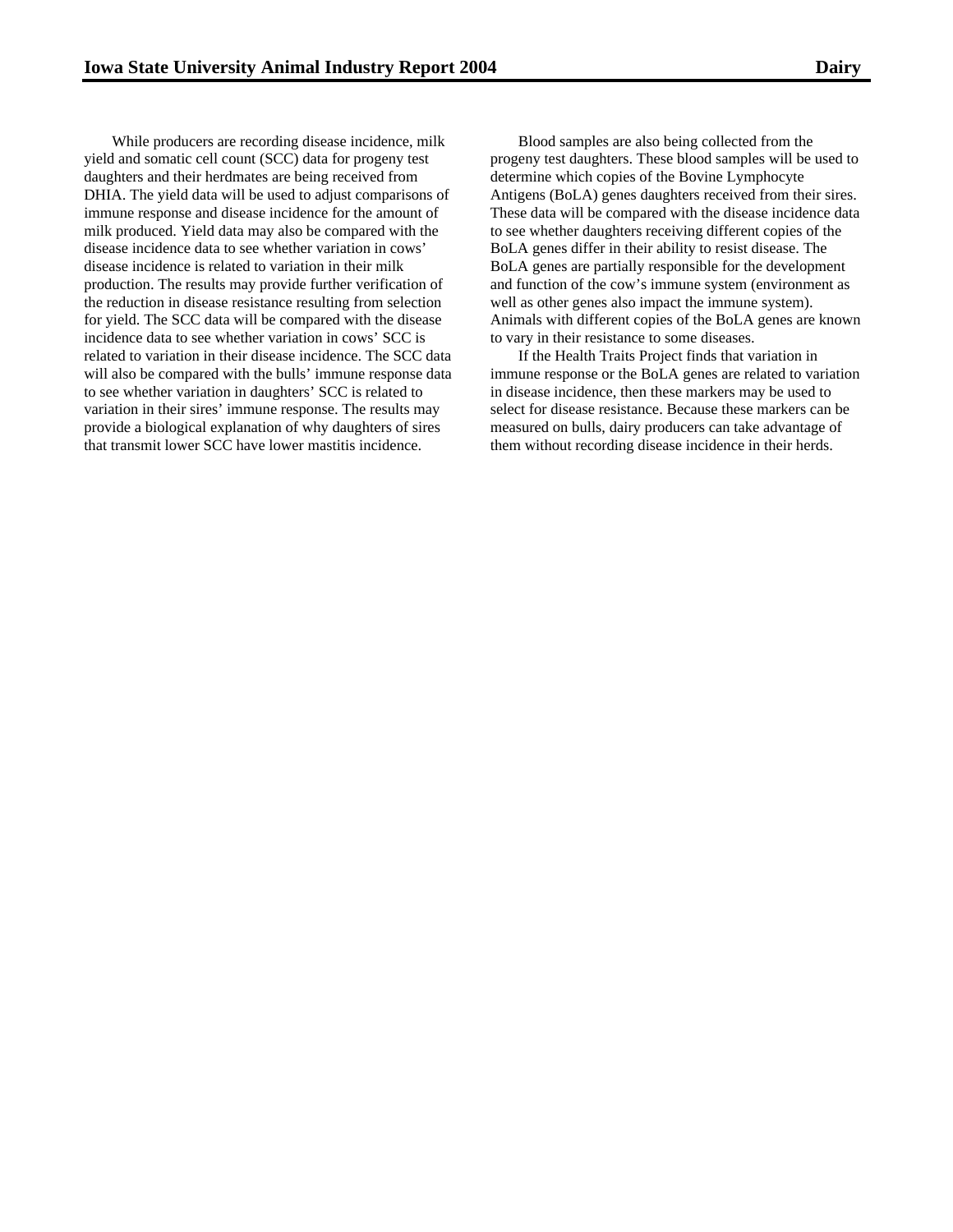While producers are recording disease incidence, milk yield and somatic cell count (SCC) data for progeny test daughters and their herdmates are being received from DHIA. The yield data will be used to adjust comparisons of immune response and disease incidence for the amount of milk produced. Yield data may also be compared with the disease incidence data to see whether variation in cows' disease incidence is related to variation in their milk production. The results may provide further verification of the reduction in disease resistance resulting from selection for yield. The SCC data will be compared with the disease incidence data to see whether variation in cows' SCC is related to variation in their disease incidence. The SCC data will also be compared with the bulls' immune response data to see whether variation in daughters' SCC is related to variation in their sires' immune response. The results may provide a biological explanation of why daughters of sires that transmit lower SCC have lower mastitis incidence.

Blood samples are also being collected from the progeny test daughters. These blood samples will be used to determine which copies of the Bovine Lymphocyte Antigens (BoLA) genes daughters received from their sires. These data will be compared with the disease incidence data to see whether daughters receiving different copies of the BoLA genes differ in their ability to resist disease. The BoLA genes are partially responsible for the development and function of the cow's immune system (environment as well as other genes also impact the immune system). Animals with different copies of the BoLA genes are known to vary in their resistance to some diseases.

If the Health Traits Project finds that variation in immune response or the BoLA genes are related to variation in disease incidence, then these markers may be used to select for disease resistance. Because these markers can be measured on bulls, dairy producers can take advantage of them without recording disease incidence in their herds.